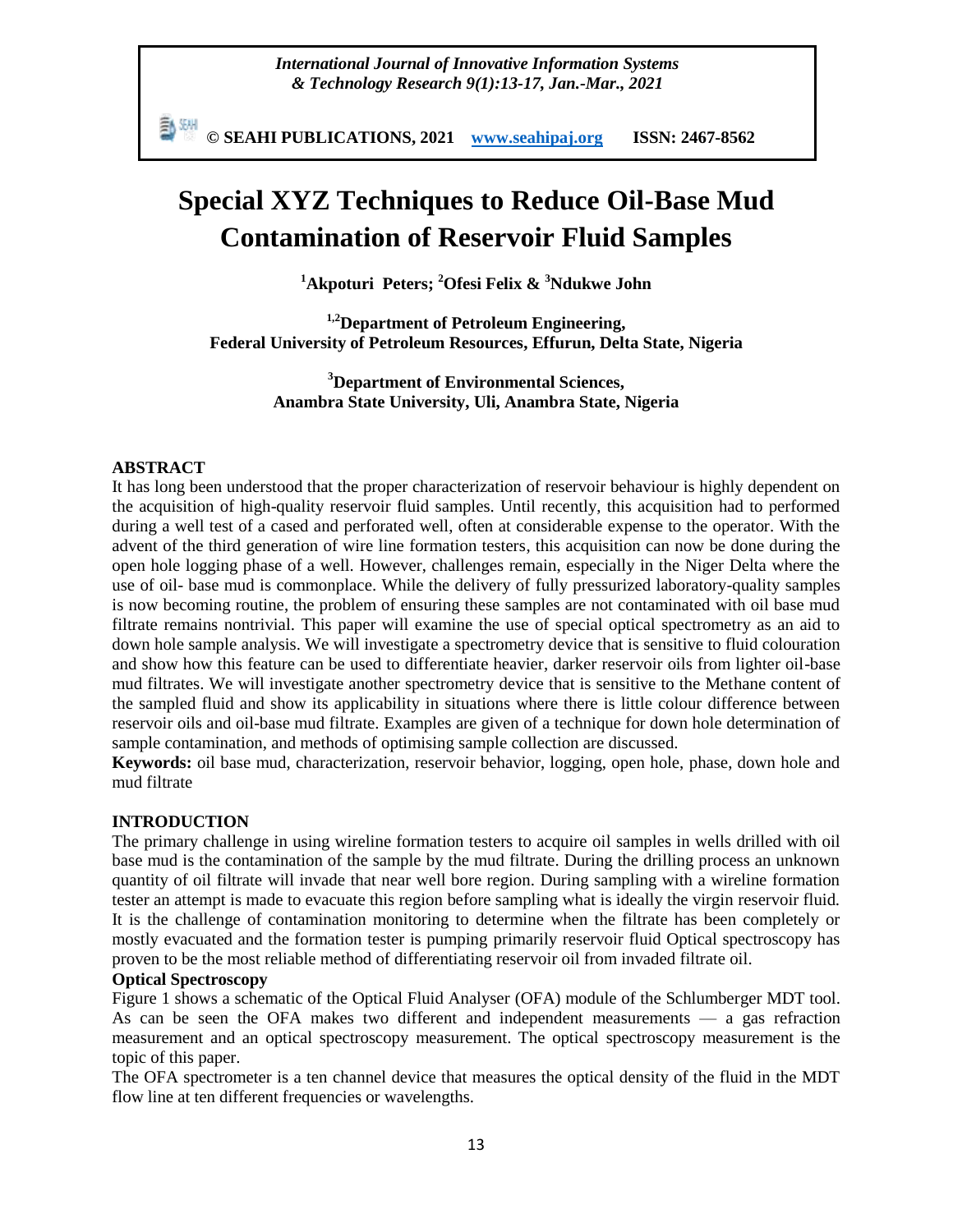# Special XYZ Techniques to Reduce Oil-Base Mud Contamination of Reservoir Fluid Samples

**[1]Akpoturi Peters; [2]Ofesi Felix & [3]Ndukwe John**

**[1,2]Department of Petroleum Engineering, Federal University of Petroleum Resources, Effurun, Delta State, Nigeria**

**[3]Department of Environmental Sciences, Anambra State University, Uli, Anambra State, Nigeria**

## ABSTRACT

It has long been understood that the proper characterization of reservoir behaviour is highly dependent on the acquisition of high-quality reservoir fluid samples. Until recently, this acquisition had to performed during a well test of a cased and perforated well, often at considerable expense to the operator. With the advent of the third generation of wire line formation testers, this acquisition can now be done during the open hole logging phase of a well. However, challenges remain, especially in the Niger Delta where the use of oil- base mud is commonplace. While the delivery of fully pressurized laboratory-quality samples is now becoming routine, the problem of ensuring these samples are not contaminated with oil base mud filtrate remains nontrivial. This paper will examine the use of special optical spectrometry as an aid to down hole sample analysis. We will investigate a spectrometry device that is sensitive to fluid colouration and show how this feature can be used to differentiate heavier, darker reservoir oils from lighter oil-base mud filtrates. We will investigate another spectrometry device that is sensitive to the Methane content of the sampled fluid and show its applicability in situations where there is little colour difference between reservoir oils and oil-base mud filtrate. Examples are given of a technique for down hole determination of sample contamination, and methods of optimising sample collection are discussed.

**Keywords:** oil base mud, characterization, reservoir behavior, logging, open hole, phase, down hole and mud filtrate

## INTRODUCTION

The primary challenge in using wireline formation testers to acquire oil samples in wells drilled with oil base mud is the contamination of the sample by the mud filtrate. During the drilling process an unknown quantity of oil filtrate will invade that near well bore region. During sampling with a wireline formation tester an attempt is made to evacuate this region before sampling what is ideally the virgin reservoir fluid. It is the challenge of contamination monitoring to determine when the filtrate has been completely or mostly evacuated and the formation tester is pumping primarily reservoir fluid Optical spectroscopy has proven to be the most reliable method of differentiating reservoir oil from invaded filtrate oil.

### Optical Spectroscopy

Figure 1 shows a schematic of the Optical Fluid Analyser (OFA) module of the Schlumberger MDT tool. As can be seen the OFA makes two different and independent measurements — a gas refraction measurement and an optical spectroscopy measurement. The optical spectroscopy measurement is the topic of this paper.

The OFA spectrometer is a ten channel device that measures the optical density of the fluid in the MDT flow line at ten different frequencies or wavelengths.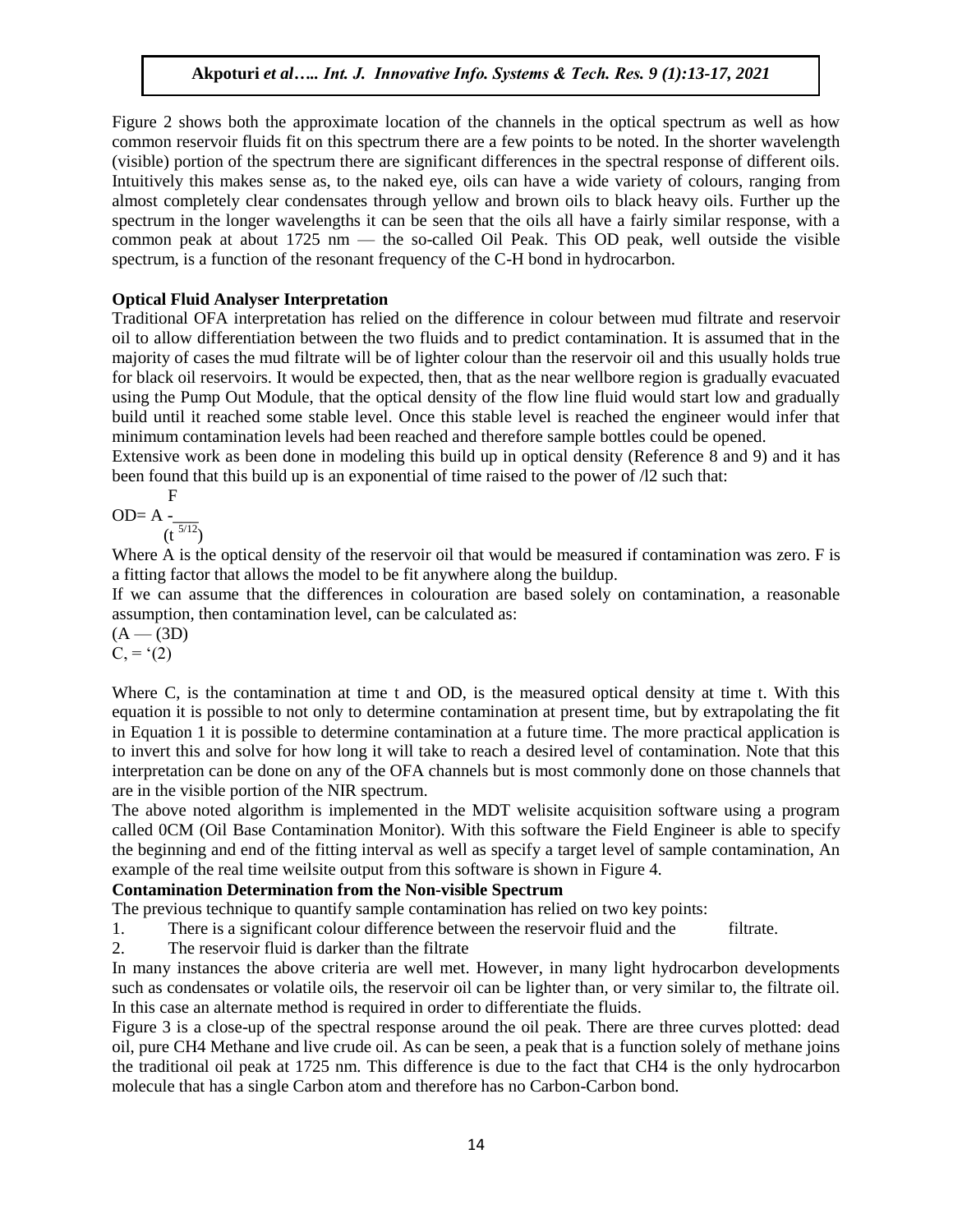Figure 2 shows both the approximate location of the channels in the optical spectrum as well as how common reservoir fluids fit on this spectrum there are a few points to be noted. In the shorter wavelength (visible) portion of the spectrum there are significant differences in the spectral response of different oils. Intuitively this makes sense as, to the naked eye, oils can have a wide variety of colours, ranging from almost completely clear condensates through yellow and brown oils to black heavy oils. Further up the spectrum in the longer wavelengths it can be seen that the oils all have a fairly similar response, with a common peak at about 1725 nm — the so-called Oil Peak. This OD peak, well outside the visible spectrum, is a function of the resonant frequency of the C-H bond in hydrocarbon.

**Optical Fluid Analyser Interpretation**

Traditional OFA interpretation has relied on the difference in colour between mud filtrate and reservoir oil to allow differentiation between the two fluids and to predict contamination. It is assumed that in the majority of cases the mud filtrate will be of lighter colour than the reservoir oil and this usually holds true for black oil reservoirs. It would be expected, then, that as the near wellbore region is gradually evacuated using the Pump Out Module, that the optical density of the flow line fluid would start low and gradually build until it reached some stable level. Once this stable level is reached the engineer would infer that minimum contamination levels had been reached and therefore sample bottles could be opened.

Extensive work as been done in modeling this build up in optical density (Reference 8 and 9) and it has been found that this build up is an exponential of time raised to the power of /l2 such that:

$$OD = A - \frac{F}{(t^{5/12})}$$

Where A is the optical density of the reservoir oil that would be measured if contamination was zero. F is a fitting factor that allows the model to be fit anywhere along the buildup.

If we can assume that the differences in colouration are based solely on contamination, a reasonable assumption, then contamination level, can be calculated as:

(A — (3D)

C, = '(2)

Where C, is the contamination at time t and OD, is the measured optical density at time t. With this equation it is possible to not only to determine contamination at present time, but by extrapolating the fit in Equation 1 it is possible to determine contamination at a future time. The more practical application is to invert this and solve for how long it will take to reach a desired level of contamination. Note that this interpretation can be done on any of the OFA channels but is most commonly done on those channels that are in the visible portion of the NIR spectrum.

The above noted algorithm is implemented in the MDT welisite acquisition software using a program called 0CM (Oil Base Contamination Monitor). With this software the Field Engineer is able to specify the beginning and end of the fitting interval as well as specify a target level of sample contamination, An example of the real time weilsite output from this software is shown in Figure 4.

**Contamination Determination from the Non-visible Spectrum**

The previous technique to quantify sample contamination has relied on two key points:

1. There is a significant colour difference between the reservoir fluid and the filtrate.
2. The reservoir fluid is darker than the filtrate

In many instances the above criteria are well met. However, in many light hydrocarbon developments such as condensates or volatile oils, the reservoir oil can be lighter than, or very similar to, the filtrate oil. In this case an alternate method is required in order to differentiate the fluids.

Figure 3 is a close-up of the spectral response around the oil peak. There are three curves plotted: dead oil, pure $CH_4$ Methane and live crude oil. As can be seen, a peak that is a function solely of methane joins the traditional oil peak at 1725 nm. This difference is due to the fact that $CH_4$ is the only hydrocarbon molecule that has a single Carbon atom and therefore has no Carbon-Carbon bond.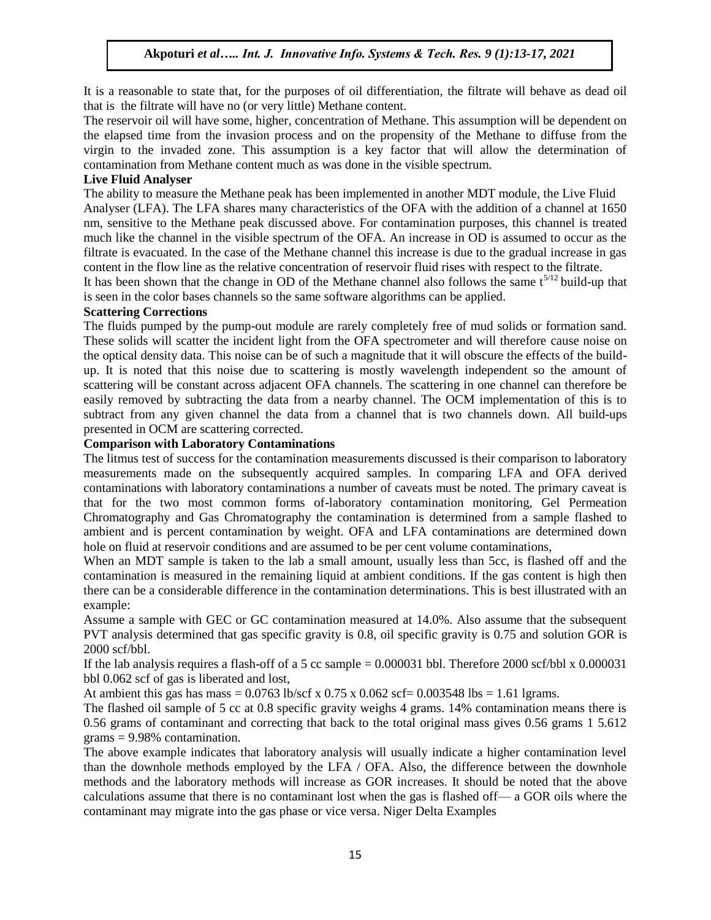It is a reasonable to state that, for the purposes of oil differentiation, the filtrate will behave as dead oil that is the filtrate will have no (or very little) Methane content.

The reservoir oil will have some, higher, concentration of Methane. This assumption will be dependent on the elapsed time from the invasion process and on the propensity of the Methane to diffuse from the virgin to the invaded zone. This assumption is a key factor that will allow the determination of contamination from Methane content much as was done in the visible spectrum.

**Live Fluid Analyser**

The ability to measure the Methane peak has been implemented in another MDT module, the Live Fluid Analyser (LFA). The LFA shares many characteristics of the OFA with the addition of a channel at 1650 nm, sensitive to the Methane peak discussed above. For contamination purposes, this channel is treated much like the channel in the visible spectrum of the OFA. An increase in OD is assumed to occur as the filtrate is evacuated. In the case of the Methane channel this increase is due to the gradual increase in gas content in the flow line as the relative concentration of reservoir fluid rises with respect to the filtrate.

It has been shown that the change in OD of the Methane channel also follows the same $t^{5/12}$ build-up that is seen in the color bases channels so the same software algorithms can be applied.

**Scattering Corrections**

The fluids pumped by the pump-out module are rarely completely free of mud solids or formation sand. These solids will scatter the incident light from the OFA spectrometer and will therefore cause noise on the optical density data. This noise can be of such a magnitude that it will obscure the effects of the build-up. It is noted that this noise due to scattering is mostly wavelength independent so the amount of scattering will be constant across adjacent OFA channels. The scattering in one channel can therefore be easily removed by subtracting the data from a nearby channel. The OCM implementation of this is to subtract from any given channel the data from a channel that is two channels down. All build-ups presented in OCM are scattering corrected.

**Comparison with Laboratory Contaminations**

The litmus test of success for the contamination measurements discussed is their comparison to laboratory measurements made on the subsequently acquired samples. In comparing LFA and OFA derived contaminations with laboratory contaminations a number of caveats must be noted. The primary caveat is that for the two most common forms of-laboratory contamination monitoring, Gel Permeation Chromatography and Gas Chromatography the contamination is determined from a sample flashed to ambient and is percent contamination by weight. OFA and LFA contaminations are determined down hole on fluid at reservoir conditions and are assumed to be per cent volume contaminations,

When an MDT sample is taken to the lab a small amount, usually less than 5cc, is flashed off and the contamination is measured in the remaining liquid at ambient conditions. If the gas content is high then there can be a considerable difference in the contamination determinations. This is best illustrated with an example:

Assume a sample with GEC or GC contamination measured at 14.0%. Also assume that the subsequent PVT analysis determined that gas specific gravity is 0.8, oil specific gravity is 0.75 and solution GOR is 2000 scf/bbl.

If the lab analysis requires a flash-off of a 5 cc sample = 0.000031 bbl. Therefore 2000 scf/bbl x 0.000031 bbl 0.062 scf of gas is liberated and lost,

At ambient this gas has mass = 0.0763 lb/scf x 0.75 x 0.062 scf= 0.003548 lbs = 1.61 lgrams.

The flashed oil sample of 5 cc at 0.8 specific gravity weighs 4 grams. 14% contamination means there is 0.56 grams of contaminant and correcting that back to the total original mass gives 0.56 grams 1 5.612 grams = 9.98% contamination.

The above example indicates that laboratory analysis will usually indicate a higher contamination level than the downhole methods employed by the LFA / OFA. Also, the difference between the downhole methods and the laboratory methods will increase as GOR increases. It should be noted that the above calculations assume that there is no contaminant lost when the gas is flashed off— a GOR oils where the contaminant may migrate into the gas phase or vice versa. Niger Delta Examples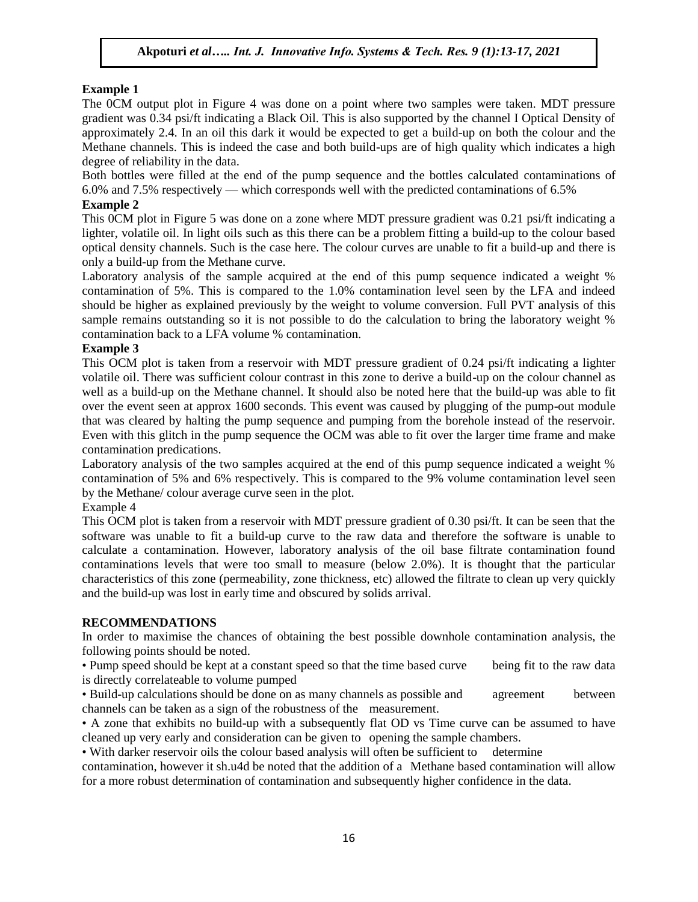### Example 1

The 0CM output plot in Figure 4 was done on a point where two samples were taken. MDT pressure gradient was 0.34 psi/ft indicating a Black Oil. This is also supported by the channel I Optical Density of approximately 2.4. In an oil this dark it would be expected to get a build-up on both the colour and the Methane channels. This is indeed the case and both build-ups are of high quality which indicates a high degree of reliability in the data.

Both bottles were filled at the end of the pump sequence and the bottles calculated contaminations of 6.0% and 7.5% respectively — which corresponds well with the predicted contaminations of 6.5%

### Example 2

This 0CM plot in Figure 5 was done on a zone where MDT pressure gradient was 0.21 psi/ft indicating a lighter, volatile oil. In light oils such as this there can be a problem fitting a build-up to the colour based optical density channels. Such is the case here. The colour curves are unable to fit a build-up and there is only a build-up from the Methane curve.

Laboratory analysis of the sample acquired at the end of this pump sequence indicated a weight % contamination of 5%. This is compared to the 1.0% contamination level seen by the LFA and indeed should be higher as explained previously by the weight to volume conversion. Full PVT analysis of this sample remains outstanding so it is not possible to do the calculation to bring the laboratory weight % contamination back to a LFA volume % contamination.

### Example 3

This OCM plot is taken from a reservoir with MDT pressure gradient of 0.24 psi/ft indicating a lighter volatile oil. There was sufficient colour contrast in this zone to derive a build-up on the colour channel as well as a build-up on the Methane channel. It should also be noted here that the build-up was able to fit over the event seen at approx 1600 seconds. This event was caused by plugging of the pump-out module that was cleared by halting the pump sequence and pumping from the borehole instead of the reservoir. Even with this glitch in the pump sequence the OCM was able to fit over the larger time frame and make contamination predications.

Laboratory analysis of the two samples acquired at the end of this pump sequence indicated a weight % contamination of 5% and 6% respectively. This is compared to the 9% volume contamination level seen by the Methane/ colour average curve seen in the plot.

Example 4

This OCM plot is taken from a reservoir with MDT pressure gradient of 0.30 psi/ft. It can be seen that the software was unable to fit a build-up curve to the raw data and therefore the software is unable to calculate a contamination. However, laboratory analysis of the oil base filtrate contamination found contaminations levels that were too small to measure (below 2.0%). It is thought that the particular characteristics of this zone (permeability, zone thickness, etc) allowed the filtrate to clean up very quickly and the build-up was lost in early time and obscured by solids arrival.

## RECOMMENDATIONS

In order to maximise the chances of obtaining the best possible downhole contamination analysis, the following points should be noted.

- Pump speed should be kept at a constant speed so that the time based curve being fit to the raw data is directly correlateable to volume pumped
- Build-up calculations should be done on as many channels as possible and agreement between channels can be taken as a sign of the robustness of the measurement.
- A zone that exhibits no build-up with a subsequently flat OD vs Time curve can be assumed to have cleaned up very early and consideration can be given to opening the sample chambers.
- With darker reservoir oils the colour based analysis will often be sufficient to determine contamination, however it sh.u4d be noted that the addition of a Methane based contamination will allow for a more robust determination of contamination and subsequently higher confidence in the data.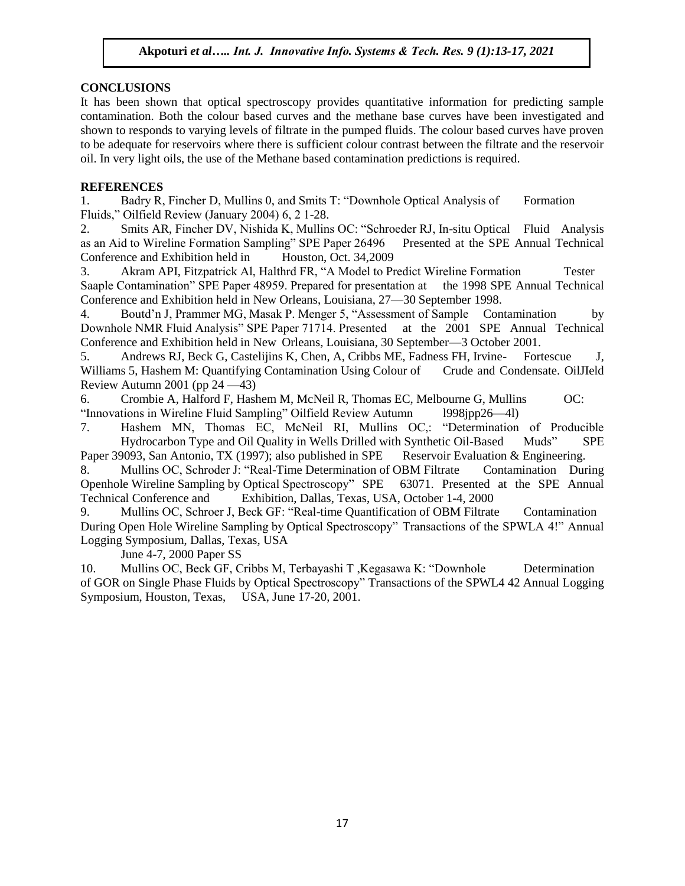## CONCLUSIONS

It has been shown that optical spectroscopy provides quantitative information for predicting sample contamination. Both the colour based curves and the methane base curves have been investigated and shown to responds to varying levels of filtrate in the pumped fluids. The colour based curves have proven to be adequate for reservoirs where there is sufficient colour contrast between the filtrate and the reservoir oil. In very light oils, the use of the Methane based contamination predictions is required.

## REFERENCES

1. Badry R, Fincher D, Mullins 0, and Smits T: "Downhole Optical Analysis of Formation Fluids," Oilfield Review (January 2004) 6, 2 1-28.
2. Smits AR, Fincher DV, Nishida K, Mullins OC: "Schroeder RJ, In-situ Optical Fluid Analysis as an Aid to Wireline Formation Sampling" SPE Paper 26496 Presented at the SPE Annual Technical Conference and Exhibition held in Houston, Oct. 34,2009
3. Akram API, Fitzpatrick Al, Halthrd FR, "A Model to Predict Wireline Formation Tester Saaple Contamination" SPE Paper 48959. Prepared for presentation at the 1998 SPE Annual Technical Conference and Exhibition held in New Orleans, Louisiana, 27—30 September 1998.
4. Boutd'n J, Prammer MG, Masak P. Menger 5, "Assessment of Sample Contamination by Downhole NMR Fluid Analysis" SPE Paper 71714. Presented at the 2001 SPE Annual Technical Conference and Exhibition held in New Orleans, Louisiana, 30 September—3 October 2001.
5. Andrews RJ, Beck G, Castelijins K, Chen, A, Cribbs ME, Fadness FH, Irvine- Fortescue J, Williams 5, Hashem M: Quantifying Contamination Using Colour of Crude and Condensate. OilJIeld Review Autumn 2001 (pp 24 —43)
6. Crombie A, Halford F, Hashem M, McNeil R, Thomas EC, Melbourne G, Mullins OC: "Innovations in Wireline Fluid Sampling" Oilfield Review Autumn l998jpp26—4l)
7. Hashem MN, Thomas EC, McNeil RI, Mullins OC,: "Determination of Producible Hydrocarbon Type and Oil Quality in Wells Drilled with Synthetic Oil-Based Muds" SPE Paper 39093, San Antonio, TX (1997); also published in SPE Reservoir Evaluation & Engineering.
8. Mullins OC, Schroder J: "Real-Time Determination of OBM Filtrate Contamination During Openhole Wireline Sampling by Optical Spectroscopy" SPE 63071. Presented at the SPE Annual Technical Conference and Exhibition, Dallas, Texas, USA, October 1-4, 2000
9. Mullins OC, Schroer J, Beck GF: "Real-time Quantification of OBM Filtrate Contamination During Open Hole Wireline Sampling by Optical Spectroscopy" Transactions of the SPWLA 4!" Annual Logging Symposium, Dallas, Texas, USA June 4-7, 2000 Paper SS
10. Mullins OC, Beck GF, Cribbs M, Terbayashi T ,Kegasawa K: "Downhole Determination of GOR on Single Phase Fluids by Optical Spectroscopy" Transactions of the SPWL4 42 Annual Logging Symposium, Houston, Texas, USA, June 17-20, 2001.